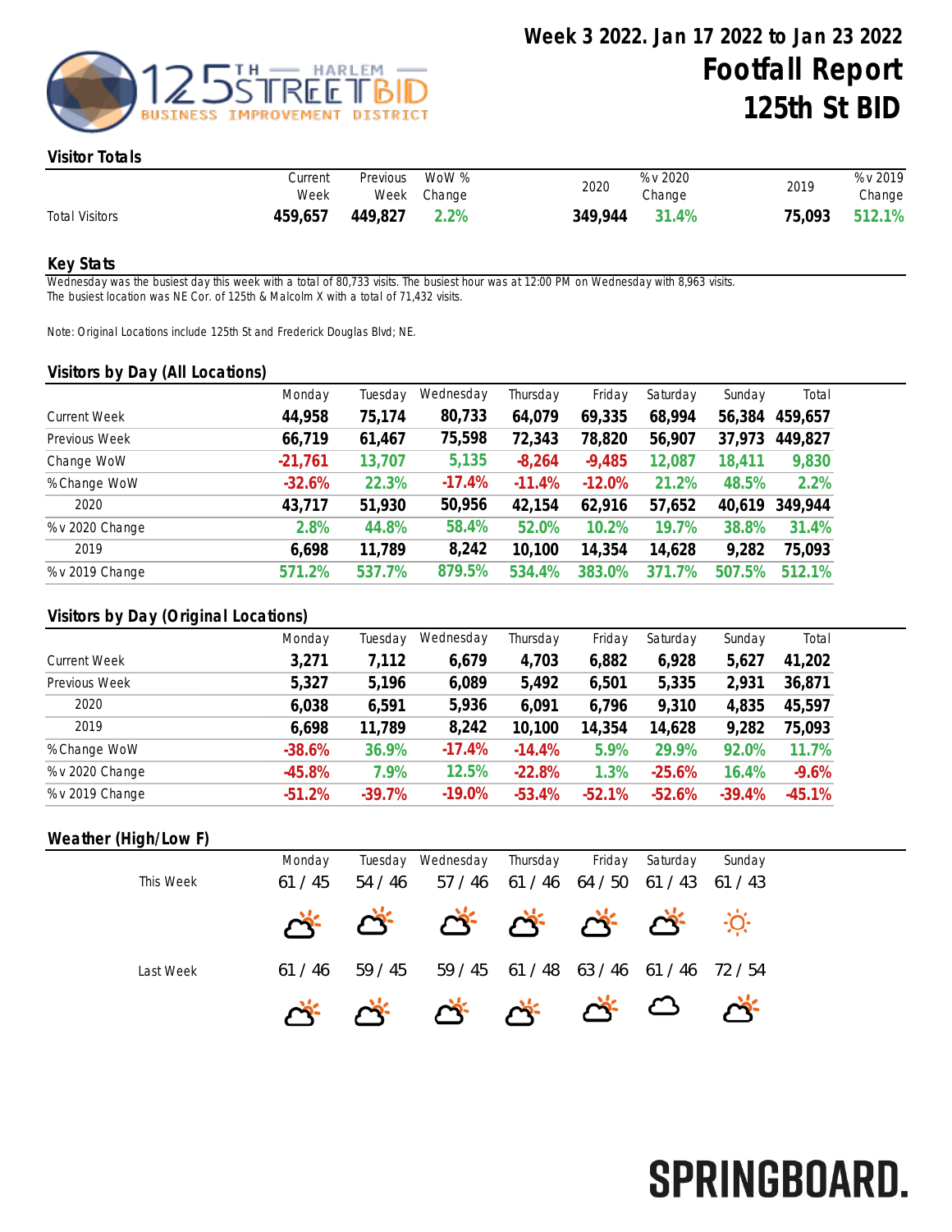# Week 3 2022. Jan 17 2022 to Jan 23 2022

# Footfall Report 125th St BID

## Visitor Totals

| | Current Week | Previous Week | WoW % Change | 2020 | % v 2020 Change | 2019 | % v 2019 Change |
|---|---|---|---|---|---|---|---|
| Total Visitors | 459,657 | 449,827 | 2.2% | 349,944 | 31.4% | 75,093 | 512.1% |

## Key Stats

Wednesday was the busiest day this week with a total of 80,733 visits. The busiest hour was at 12:00 PM on Wednesday with 8,963 visits.
The busiest location was NE Cor. of 125th & Malcolm X with a total of 71,432 visits.

Note: Original Locations include 125th St and Frederick Douglas Blvd; NE.

## Visitors by Day (All Locations)

| | Monday | Tuesday | Wednesday | Thursday | Friday | Saturday | Sunday | Total |
|---|---|---|---|---|---|---|---|---|
| Current Week | 44,958 | 75,174 | 80,733 | 64,079 | 69,335 | 68,994 | 56,384 | 459,657 |
| Previous Week | 66,719 | 61,467 | 75,598 | 72,343 | 78,820 | 56,907 | 37,973 | 449,827 |
| Change WoW | -21,761 | 13,707 | 5,135 | -8,264 | -9,485 | 12,087 | 18,411 | 9,830 |
| % Change WoW | -32.6% | 22.3% | -17.4% | -11.4% | -12.0% | 21.2% | 48.5% | 2.2% |
| 2020 | 43,717 | 51,930 | 50,956 | 42,154 | 62,916 | 57,652 | 40,619 | 349,944 |
| % v 2020 Change | 2.8% | 44.8% | 58.4% | 52.0% | 10.2% | 19.7% | 38.8% | 31.4% |
| 2019 | 6,698 | 11,789 | 8,242 | 10,100 | 14,354 | 14,628 | 9,282 | 75,093 |
| % v 2019 Change | 571.2% | 537.7% | 879.5% | 534.4% | 383.0% | 371.7% | 507.5% | 512.1% |

## Visitors by Day (Original Locations)

| | Monday | Tuesday | Wednesday | Thursday | Friday | Saturday | Sunday | Total |
|---|---|---|---|---|---|---|---|---|
| Current Week | 3,271 | 7,112 | 6,679 | 4,703 | 6,882 | 6,928 | 5,627 | 41,202 |
| Previous Week | 5,327 | 5,196 | 6,089 | 5,492 | 6,501 | 5,335 | 2,931 | 36,871 |
| 2020 | 6,038 | 6,591 | 5,936 | 6,091 | 6,796 | 9,310 | 4,835 | 45,597 |
| 2019 | 6,698 | 11,789 | 8,242 | 10,100 | 14,354 | 14,628 | 9,282 | 75,093 |
| % Change WoW | -38.6% | 36.9% | -17.4% | -14.4% | 5.9% | 29.9% | 92.0% | 11.7% |
| % v 2020 Change | -45.8% | 7.9% | 12.5% | -22.8% | 1.3% | -25.6% | 16.4% | -9.6% |
| % v 2019 Change | -51.2% | -39.7% | -19.0% | -53.4% | -52.1% | -52.6% | -39.4% | -45.1% |

## Weather (High/Low F)

| | Monday | Tuesday | Wednesday | Thursday | Friday | Saturday | Sunday |
|---|---|---|---|---|---|---|---|
| This Week | 61 / 45 | 54 / 46 | 57 / 46 | 61 / 46 | 64 / 50 | 61 / 43 | 61 / 43 |
| Last Week | 61 / 46 | 59 / 45 | 59 / 45 | 61 / 48 | 63 / 46 | 61 / 46 | 72 / 54 |

SPRINGBOARD.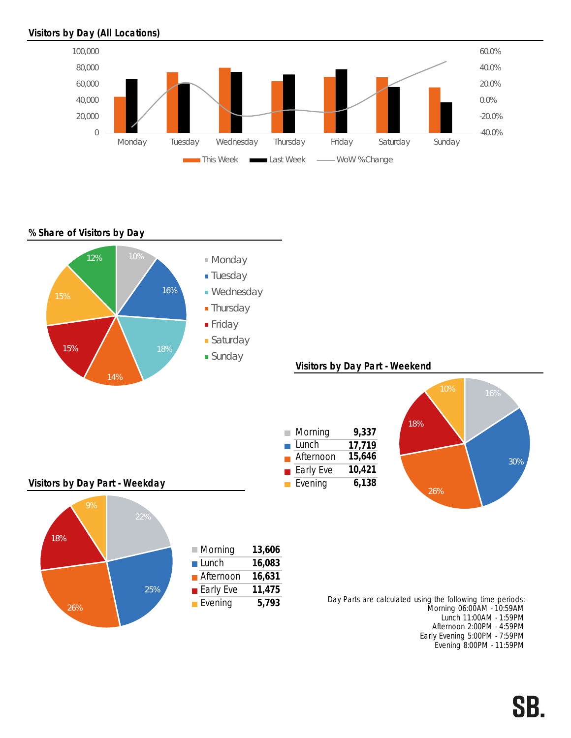## Visitors by Day (All Locations)

## % Share of Visitors by Day

| Day | Share |
| --- | --- |
| Monday | 10% |
| Tuesday | 16% |
| Wednesday | 18% |
| Thursday | 14% |
| Friday | 15% |
| Saturday | 15% |
| Sunday | 12% |

## Visitors by Day Part - Weekend

| Day Part | Visitors |
| --- | --- |
| Morning | **9,337** |
| Lunch | **17,719** |
| Afternoon | **15,646** |
| Early Eve | **10,421** |
| Evening | **6,138** |

## Visitors by Day Part - Weekday

| Day Part | Visitors |
| --- | --- |
| Morning | **13,606** |
| Lunch | **16,083** |
| Afternoon | **16,631** |
| Early Eve | **11,475** |
| Evening | **5,793** |

Day Parts are calculated using the following time periods:
Morning 06:00AM - 10:59AM
Lunch 11:00AM - 1:59PM
Afternoon 2:00PM - 4:59PM
Early Evening 5:00PM - 7:59PM
Evening 8:00PM - 11:59PM

SB.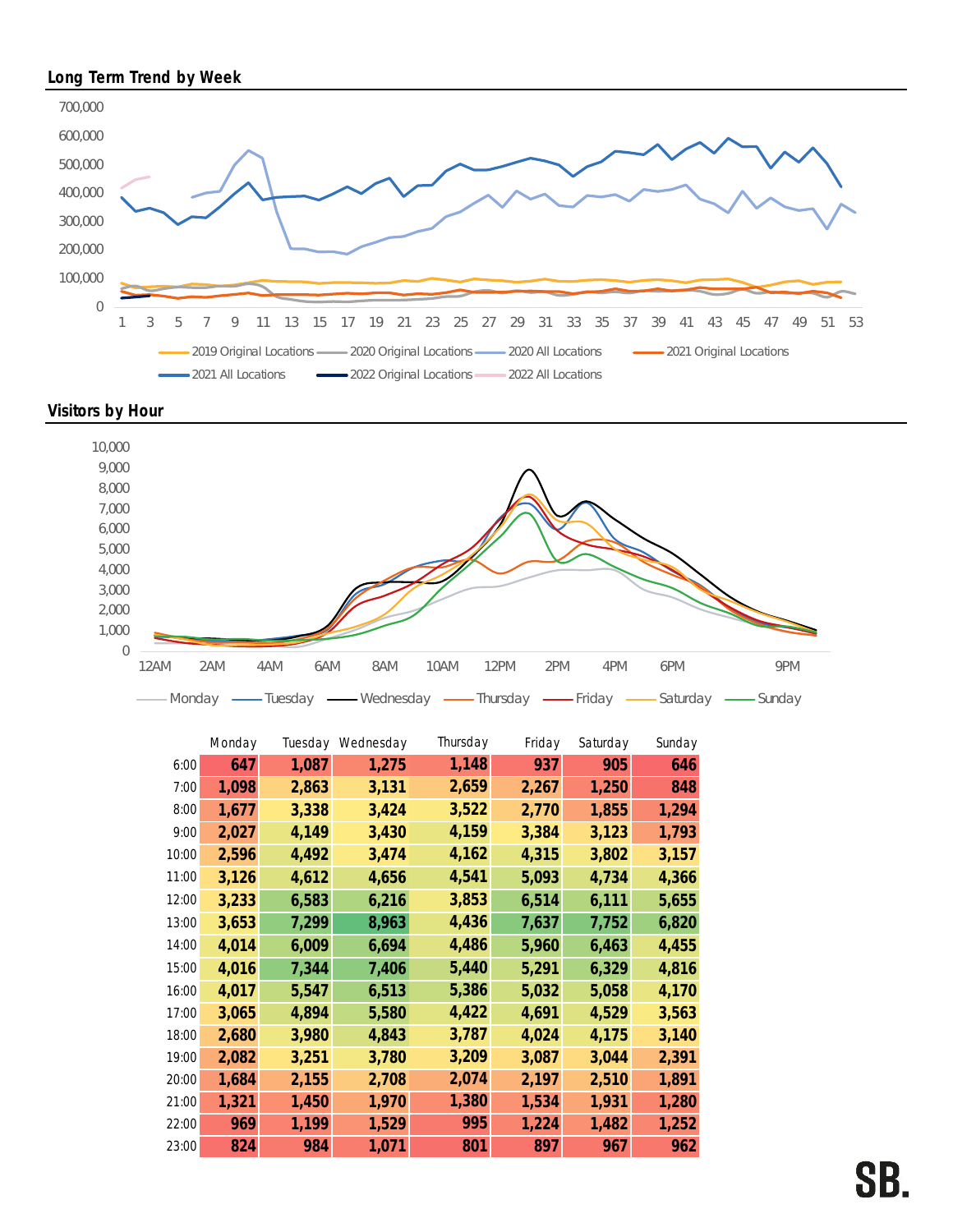## Long Term Trend by Week

## Visitors by Hour

| | Monday | Tuesday | Wednesday | Thursday | Friday | Saturday | Sunday |
|---|---|---|---|---|---|---|---|
| 6:00 | 647 | 1,087 | 1,275 | 1,148 | 937 | 905 | 646 |
| 7:00 | 1,098 | 2,863 | 3,131 | 2,659 | 2,267 | 1,250 | 848 |
| 8:00 | 1,677 | 3,338 | 3,424 | 3,522 | 2,770 | 1,855 | 1,294 |
| 9:00 | 2,027 | 4,149 | 3,430 | 4,159 | 3,384 | 3,123 | 1,793 |
| 10:00 | 2,596 | 4,492 | 3,474 | 4,162 | 4,315 | 3,802 | 3,157 |
| 11:00 | 3,126 | 4,612 | 4,656 | 4,541 | 5,093 | 4,734 | 4,366 |
| 12:00 | 3,233 | 6,583 | 6,216 | 3,853 | 6,514 | 6,111 | 5,655 |
| 13:00 | 3,653 | 7,299 | 8,963 | 4,436 | 7,637 | 7,752 | 6,820 |
| 14:00 | 4,014 | 6,009 | 6,694 | 4,486 | 5,960 | 6,463 | 4,455 |
| 15:00 | 4,016 | 7,344 | 7,406 | 5,440 | 5,291 | 6,329 | 4,816 |
| 16:00 | 4,017 | 5,547 | 6,513 | 5,386 | 5,032 | 5,058 | 4,170 |
| 17:00 | 3,065 | 4,894 | 5,580 | 4,422 | 4,691 | 4,529 | 3,563 |
| 18:00 | 2,680 | 3,980 | 4,843 | 3,787 | 4,024 | 4,175 | 3,140 |
| 19:00 | 2,082 | 3,251 | 3,780 | 3,209 | 3,087 | 3,044 | 2,391 |
| 20:00 | 1,684 | 2,155 | 2,708 | 2,074 | 2,197 | 2,510 | 1,891 |
| 21:00 | 1,321 | 1,450 | 1,970 | 1,380 | 1,534 | 1,931 | 1,280 |
| 22:00 | 969 | 1,199 | 1,529 | 995 | 1,224 | 1,482 | 1,252 |
| 23:00 | 824 | 984 | 1,071 | 801 | 897 | 967 | 962 |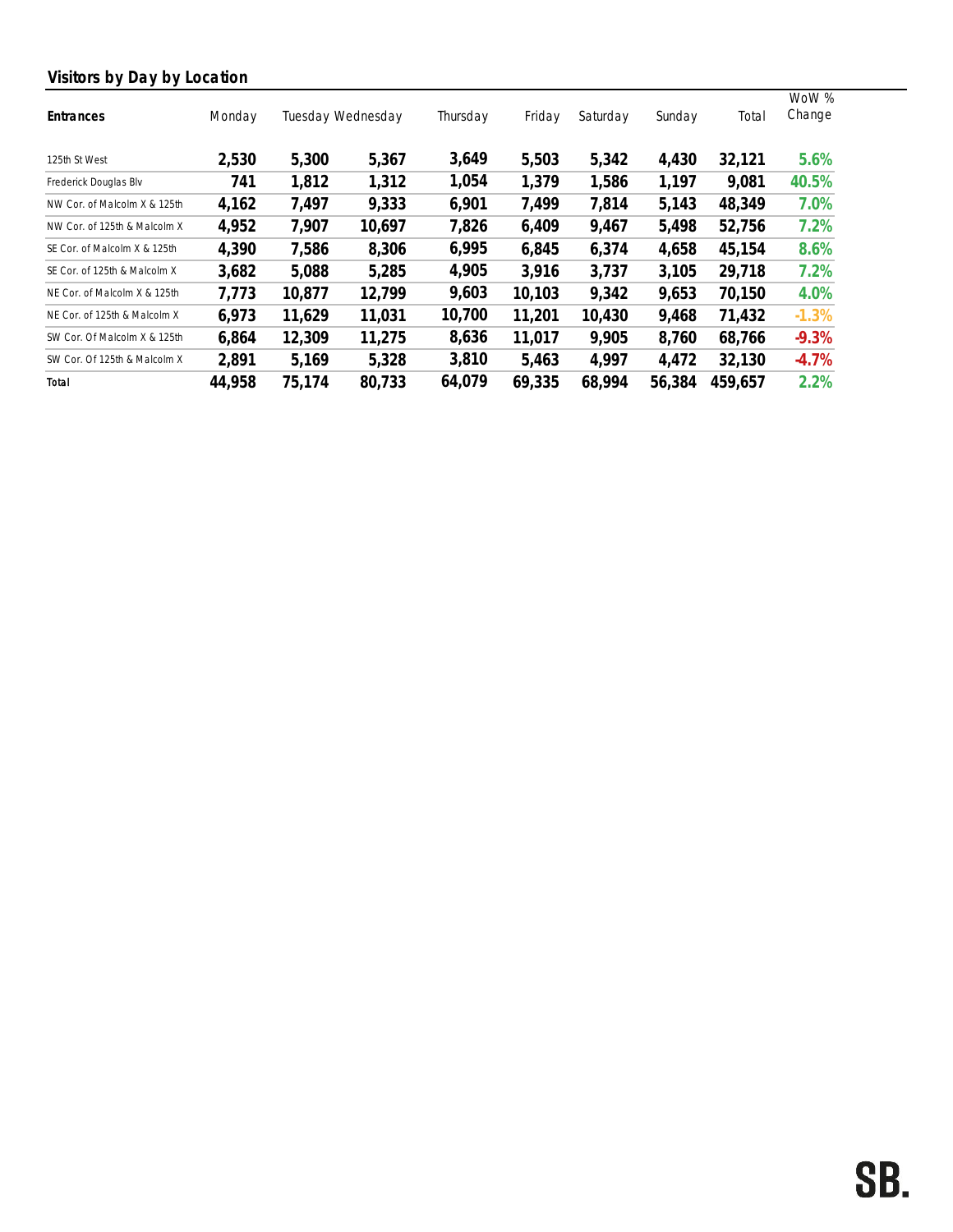## Visitors by Day by Location

| Entrances | Monday | Tuesday | Wednesday | Thursday | Friday | Saturday | Sunday | Total | WoW % Change |
|---|---|---|---|---|---|---|---|---|---|
| 125th St West | 2,530 | 5,300 | 5,367 | 3,649 | 5,503 | 5,342 | 4,430 | 32,121 | 5.6% |
| Frederick Douglas Blv | 741 | 1,812 | 1,312 | 1,054 | 1,379 | 1,586 | 1,197 | 9,081 | 40.5% |
| NW Cor. of Malcolm X & 125th | 4,162 | 7,497 | 9,333 | 6,901 | 7,499 | 7,814 | 5,143 | 48,349 | 7.0% |
| NW Cor. of 125th & Malcolm X | 4,952 | 7,907 | 10,697 | 7,826 | 6,409 | 9,467 | 5,498 | 52,756 | 7.2% |
| SE Cor. of Malcolm X & 125th | 4,390 | 7,586 | 8,306 | 6,995 | 6,845 | 6,374 | 4,658 | 45,154 | 8.6% |
| SE Cor. of 125th & Malcolm X | 3,682 | 5,088 | 5,285 | 4,905 | 3,916 | 3,737 | 3,105 | 29,718 | 7.2% |
| NE Cor. of Malcolm X & 125th | 7,773 | 10,877 | 12,799 | 9,603 | 10,103 | 9,342 | 9,653 | 70,150 | 4.0% |
| NE Cor. of 125th & Malcolm X | 6,973 | 11,629 | 11,031 | 10,700 | 11,201 | 10,430 | 9,468 | 71,432 | -1.3% |
| SW Cor. Of Malcolm X & 125th | 6,864 | 12,309 | 11,275 | 8,636 | 11,017 | 9,905 | 8,760 | 68,766 | -9.3% |
| SW Cor. Of 125th & Malcolm X | 2,891 | 5,169 | 5,328 | 3,810 | 5,463 | 4,997 | 4,472 | 32,130 | -4.7% |
| Total | 44,958 | 75,174 | 80,733 | 64,079 | 69,335 | 68,994 | 56,384 | 459,657 | 2.2% |

SB.